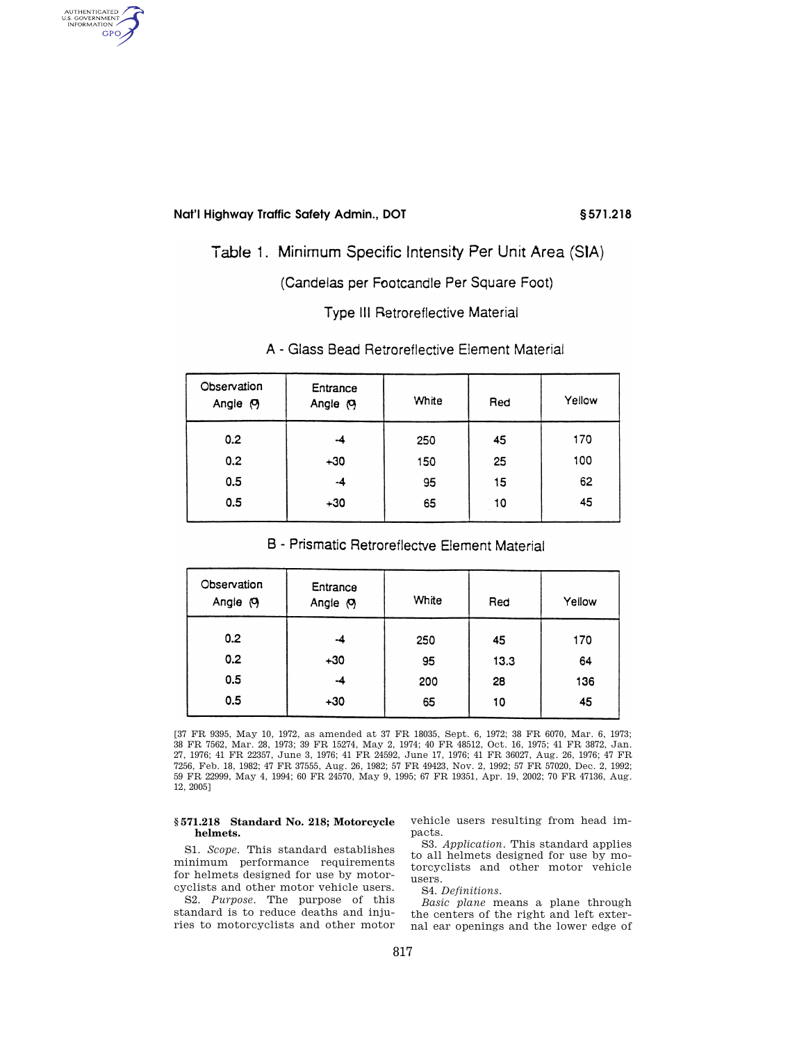## Table 1. Minimum Specific Intensity Per Unit Area (SIA)

(Candelas per Footcandle Per Square Foot)

Type III Retroreflective Material

### A - Glass Bead Retroreflective Element Material

| Observation Angle (°) | Entrance Angle (°) | White | Red | Yellow |
|---|---|---|---|---|
| 0.2 | -4 | 250 | 45 | 170 |
| 0.2 | +30 | 150 | 25 | 100 |
| 0.5 | -4 | 95 | 15 | 62 |
| 0.5 | +30 | 65 | 10 | 45 |

### B - Prismatic Retroreflectve Element Material

| Observation Angle (°) | Entrance Angle (°) | White | Red | Yellow |
|---|---|---|---|---|
| 0.2 | -4 | 250 | 45 | 170 |
| 0.2 | +30 | 95 | 13.3 | 64 |
| 0.5 | -4 | 200 | 28 | 136 |
| 0.5 | +30 | 65 | 10 | 45 |

[37 FR 9395, May 10, 1972, as amended at 37 FR 18035, Sept. 6, 1972; 38 FR 6070, Mar. 6, 1973; 38 FR 7562, Mar. 28, 1973; 39 FR 15274, May 2, 1974; 40 FR 48512, Oct. 16, 1975; 41 FR 3872, Jan. 27, 1976; 41 FR 22357, June 3, 1976; 41 FR 24592, June 17, 1976; 41 FR 36027, Aug. 26, 1976; 47 FR 7256, Feb. 18, 1982; 47 FR 37555, Aug. 26, 1982; 57 FR 49423, Nov. 2, 1992; 57 FR 57020, Dec. 2, 1992; 59 FR 22999, May 4, 1994; 60 FR 24570, May 9, 1995; 67 FR 19351, Apr. 19, 2002; 70 FR 47136, Aug. 12, 2005]

## § 571.218 Standard No. 218; Motorcycle helmets.

S1. *Scope.* This standard establishes minimum performance requirements for helmets designed for use by motorcyclists and other motor vehicle users.

S2. *Purpose.* The purpose of this standard is to reduce deaths and injuries to motorcyclists and other motor vehicle users resulting from head impacts.

S3. *Application.* This standard applies to all helmets designed for use by motorcyclists and other motor vehicle users.

S4. *Definitions.*

*Basic plane* means a plane through the centers of the right and left external ear openings and the lower edge of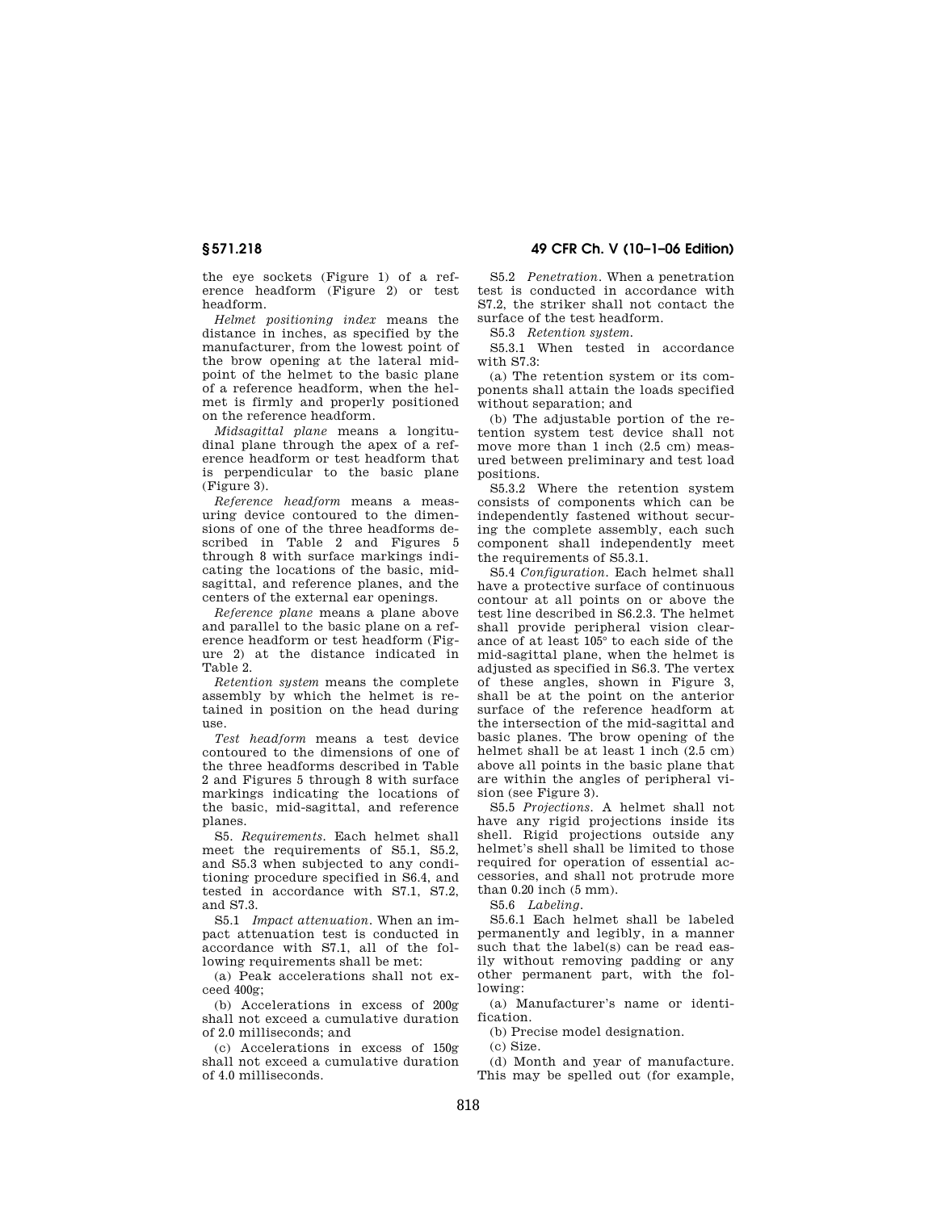the eye sockets (Figure 1) of a reference headform (Figure 2) or test headform.

*Helmet positioning index* means the distance in inches, as specified by the manufacturer, from the lowest point of the brow opening at the lateral midpoint of the helmet to the basic plane of a reference headform, when the helmet is firmly and properly positioned on the reference headform.

*Midsagittal plane* means a longitudinal plane through the apex of a reference headform or test headform that is perpendicular to the basic plane (Figure 3).

*Reference headform* means a measuring device contoured to the dimensions of one of the three headforms described in Table 2 and Figures 5 through 8 with surface markings indicating the locations of the basic, midsagittal, and reference planes, and the centers of the external ear openings.

*Reference plane* means a plane above and parallel to the basic plane on a reference headform or test headform (Figure 2) at the distance indicated in Table 2.

*Retention system* means the complete assembly by which the helmet is retained in position on the head during use.

*Test headform* means a test device contoured to the dimensions of one of the three headforms described in Table 2 and Figures 5 through 8 with surface markings indicating the locations of the basic, mid-sagittal, and reference planes.

S5. *Requirements.* Each helmet shall meet the requirements of S5.1, S5.2, and S5.3 when subjected to any conditioning procedure specified in S6.4, and tested in accordance with S7.1, S7.2, and S7.3.

S5.1 *Impact attenuation.* When an impact attenuation test is conducted in accordance with S7.1, all of the following requirements shall be met:

(a) Peak accelerations shall not exceed 400g;

(b) Accelerations in excess of 200g shall not exceed a cumulative duration of 2.0 milliseconds; and

(c) Accelerations in excess of 150g shall not exceed a cumulative duration of 4.0 milliseconds.

S5.2 *Penetration.* When a penetration test is conducted in accordance with S7.2, the striker shall not contact the surface of the test headform.

S5.3 *Retention system.*

S5.3.1 When tested in accordance with S7.3:

(a) The retention system or its components shall attain the loads specified without separation; and

(b) The adjustable portion of the retention system test device shall not move more than 1 inch (2.5 cm) measured between preliminary and test load positions.

S5.3.2 Where the retention system consists of components which can be independently fastened without securing the complete assembly, each such component shall independently meet the requirements of S5.3.1.

S5.4 *Configuration.* Each helmet shall have a protective surface of continuous contour at all points on or above the test line described in S6.2.3. The helmet shall provide peripheral vision clearance of at least 105° to each side of the mid-sagittal plane, when the helmet is adjusted as specified in S6.3. The vertex of these angles, shown in Figure 3, shall be at the point on the anterior surface of the reference headform at the intersection of the mid-sagittal and basic planes. The brow opening of the helmet shall be at least 1 inch (2.5 cm) above all points in the basic plane that are within the angles of peripheral vision (see Figure 3).

S5.5 *Projections.* A helmet shall not have any rigid projections inside its shell. Rigid projections outside any helmet's shell shall be limited to those required for operation of essential accessories, and shall not protrude more than 0.20 inch (5 mm).

S5.6 *Labeling.*

S5.6.1 Each helmet shall be labeled permanently and legibly, in a manner such that the label(s) can be read easily without removing padding or any other permanent part, with the following:

(a) Manufacturer's name or identification.

(b) Precise model designation.

(c) Size.

(d) Month and year of manufacture. This may be spelled out (for example,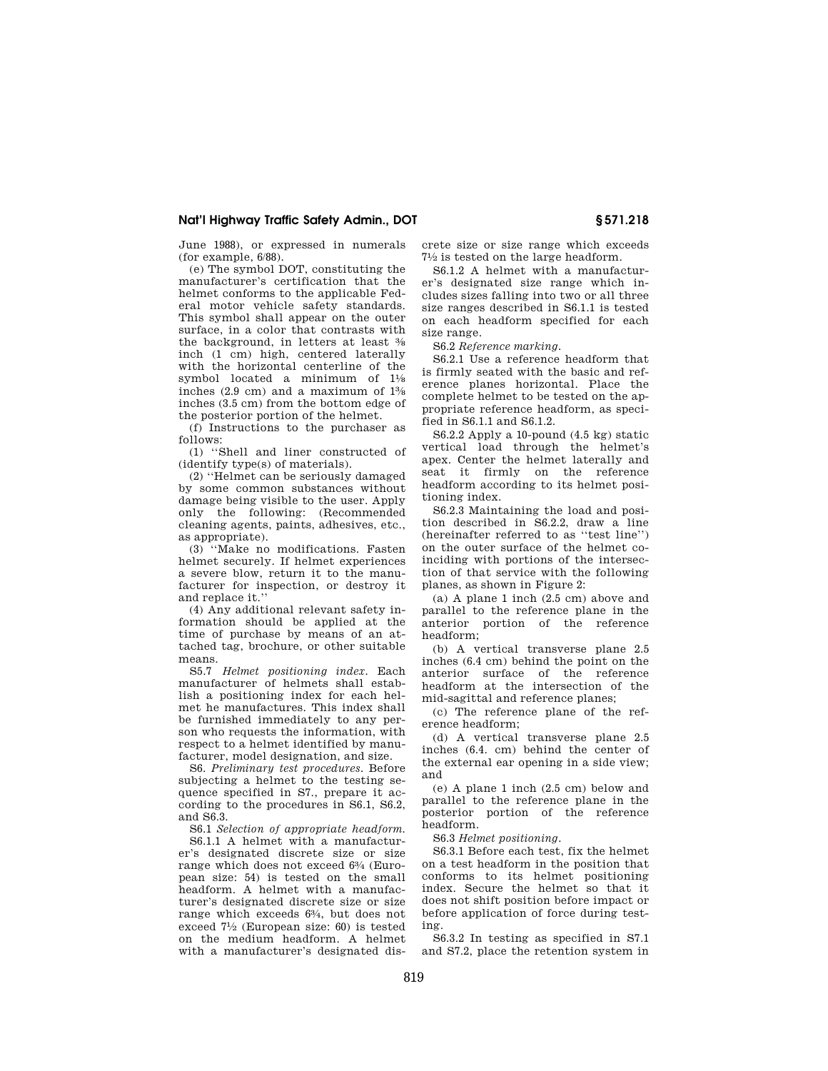June 1988), or expressed in numerals (for example, 6/88).

(e) The symbol DOT, constituting the manufacturer's certification that the helmet conforms to the applicable Federal motor vehicle safety standards. This symbol shall appear on the outer surface, in a color that contrasts with the background, in letters at least ⅜ inch (1 cm) high, centered laterally with the horizontal centerline of the symbol located a minimum of 1⅛ inches (2.9 cm) and a maximum of 1⅜ inches (3.5 cm) from the bottom edge of the posterior portion of the helmet.

(f) Instructions to the purchaser as follows:

(1) "Shell and liner constructed of (identify type(s) of materials).

(2) "Helmet can be seriously damaged by some common substances without damage being visible to the user. Apply only the following: (Recommended cleaning agents, paints, adhesives, etc., as appropriate).

(3) "Make no modifications. Fasten helmet securely. If helmet experiences a severe blow, return it to the manufacturer for inspection, or destroy it and replace it."

(4) Any additional relevant safety information should be applied at the time of purchase by means of an attached tag, brochure, or other suitable means.

S5.7 *Helmet positioning index.* Each manufacturer of helmets shall establish a positioning index for each helmet he manufactures. This index shall be furnished immediately to any person who requests the information, with respect to a helmet identified by manufacturer, model designation, and size.

S6. *Preliminary test procedures.* Before subjecting a helmet to the testing sequence specified in S7., prepare it according to the procedures in S6.1, S6.2, and S6.3.

S6.1 *Selection of appropriate headform.*

S6.1.1 A helmet with a manufacturer's designated discrete size or size range which does not exceed 6¾ (European size: 54) is tested on the small headform. A helmet with a manufacturer's designated discrete size or size range which exceeds 6¾, but does not exceed 7½ (European size: 60) is tested on the medium headform. A helmet with a manufacturer's designated discrete size or size range which exceeds 7½ is tested on the large headform.

S6.1.2 A helmet with a manufacturer's designated size range which includes sizes falling into two or all three size ranges described in S6.1.1 is tested on each headform specified for each size range.

S6.2 *Reference marking.*

S6.2.1 Use a reference headform that is firmly seated with the basic and reference planes horizontal. Place the complete helmet to be tested on the appropriate reference headform, as specified in S6.1.1 and S6.1.2.

S6.2.2 Apply a 10-pound (4.5 kg) static vertical load through the helmet's apex. Center the helmet laterally and seat it firmly on the reference headform according to its helmet positioning index.

S6.2.3 Maintaining the load and position described in S6.2.2, draw a line (hereinafter referred to as "test line") on the outer surface of the helmet coinciding with portions of the intersection of that service with the following planes, as shown in Figure 2:

(a) A plane 1 inch (2.5 cm) above and parallel to the reference plane in the anterior portion of the reference headform;

(b) A vertical transverse plane 2.5 inches (6.4 cm) behind the point on the anterior surface of the reference headform at the intersection of the mid-sagittal and reference planes;

(c) The reference plane of the reference headform;

(d) A vertical transverse plane 2.5 inches (6.4. cm) behind the center of the external ear opening in a side view; and

(e) A plane 1 inch (2.5 cm) below and parallel to the reference plane in the posterior portion of the reference headform.

S6.3 *Helmet positioning.*

S6.3.1 Before each test, fix the helmet on a test headform in the position that conforms to its helmet positioning index. Secure the helmet so that it does not shift position before impact or before application of force during testing.

S6.3.2 In testing as specified in S7.1 and S7.2, place the retention system in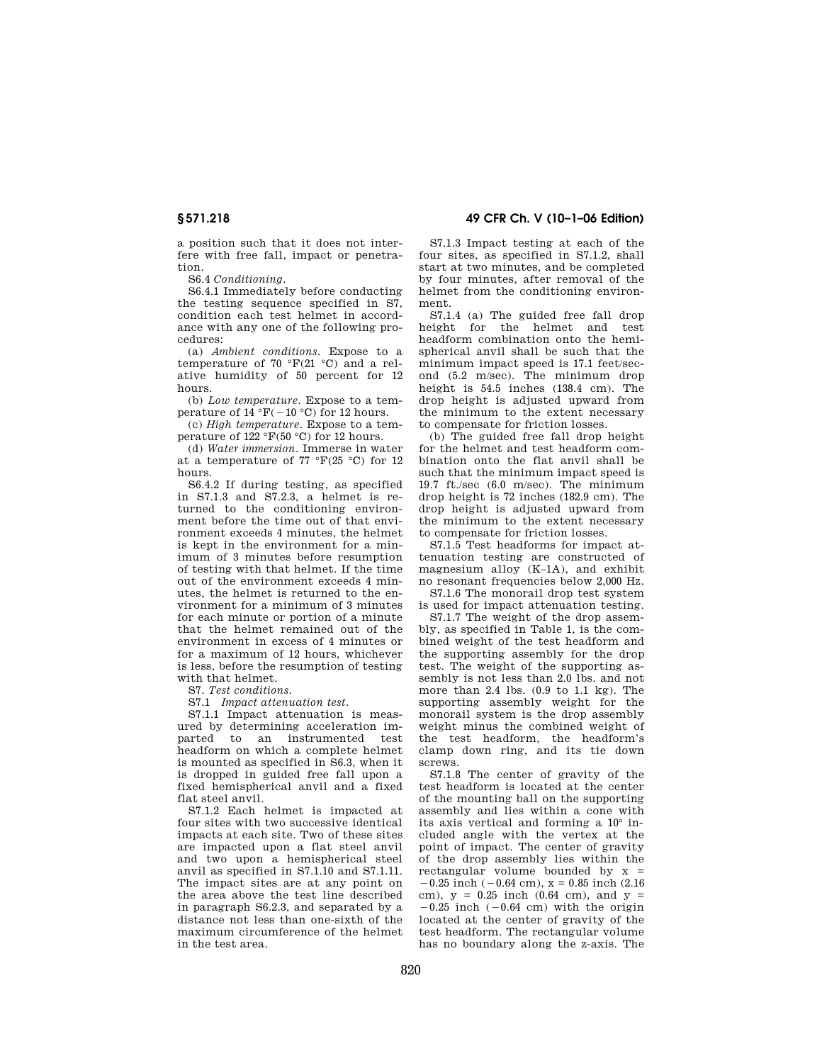a position such that it does not interfere with free fall, impact or penetration.

S6.4 *Conditioning*.

S6.4.1 Immediately before conducting the testing sequence specified in S7, condition each test helmet in accordance with any one of the following procedures:

(a) *Ambient conditions*. Expose to a temperature of 70 °F(21 °C) and a relative humidity of 50 percent for 12 hours.

(b) *Low temperature*. Expose to a temperature of 14 °F(−10 °C) for 12 hours.

(c) *High temperature*. Expose to a temperature of 122 °F(50 °C) for 12 hours.

(d) *Water immersion*. Immerse in water at a temperature of 77 °F(25 °C) for 12 hours.

S6.4.2 If during testing, as specified in S7.1.3 and S7.2.3, a helmet is returned to the conditioning environment before the time out of that environment exceeds 4 minutes, the helmet is kept in the environment for a minimum of 3 minutes before resumption of testing with that helmet. If the time out of the environment exceeds 4 minutes, the helmet is returned to the environment for a minimum of 3 minutes for each minute or portion of a minute that the helmet remained out of the environment in excess of 4 minutes or for a maximum of 12 hours, whichever is less, before the resumption of testing with that helmet.

S7. *Test conditions*.

S7.1 *Impact attenuation test*.

S7.1.1 Impact attenuation is measured by determining acceleration imparted to an instrumented test headform on which a complete helmet is mounted as specified in S6.3, when it is dropped in guided free fall upon a fixed hemispherical anvil and a fixed flat steel anvil.

S7.1.2 Each helmet is impacted at four sites with two successive identical impacts at each site. Two of these sites are impacted upon a flat steel anvil and two upon a hemispherical steel anvil as specified in S7.1.10 and S7.1.11. The impact sites are at any point on the area above the test line described in paragraph S6.2.3, and separated by a distance not less than one-sixth of the maximum circumference of the helmet in the test area.

S7.1.3 Impact testing at each of the four sites, as specified in S7.1.2, shall start at two minutes, and be completed by four minutes, after removal of the helmet from the conditioning environment.

S7.1.4 (a) The guided free fall drop height for the helmet and test headform combination onto the hemispherical anvil shall be such that the minimum impact speed is 17.1 feet/second (5.2 m/sec). The minimum drop height is 54.5 inches (138.4 cm). The drop height is adjusted upward from the minimum to the extent necessary to compensate for friction losses.

(b) The guided free fall drop height for the helmet and test headform combination onto the flat anvil shall be such that the minimum impact speed is 19.7 ft./sec (6.0 m/sec). The minimum drop height is 72 inches (182.9 cm). The drop height is adjusted upward from the minimum to the extent necessary to compensate for friction losses.

S7.1.5 Test headforms for impact attenuation testing are constructed of magnesium alloy (K–1A), and exhibit no resonant frequencies below 2,000 Hz.

S7.1.6 The monorail drop test system is used for impact attenuation testing.

S7.1.7 The weight of the drop assembly, as specified in Table 1, is the combined weight of the test headform and the supporting assembly for the drop test. The weight of the supporting assembly is not less than 2.0 lbs. and not more than 2.4 lbs. (0.9 to 1.1 kg). The supporting assembly weight for the monorail system is the drop assembly weight minus the combined weight of the test headform, the headform's clamp down ring, and its tie down screws.

S7.1.8 The center of gravity of the test headform is located at the center of the mounting ball on the supporting assembly and lies within a cone with its axis vertical and forming a 10° included angle with the vertex at the point of impact. The center of gravity of the drop assembly lies within the rectangular volume bounded by $x = -0.25$ inch ($-0.64$ cm), $x = 0.85$ inch (2.16 cm), $y = 0.25$ inch (0.64 cm), and $y = -0.25$ inch ($-0.64$ cm) with the origin located at the center of gravity of the test headform. The rectangular volume has no boundary along the z-axis. The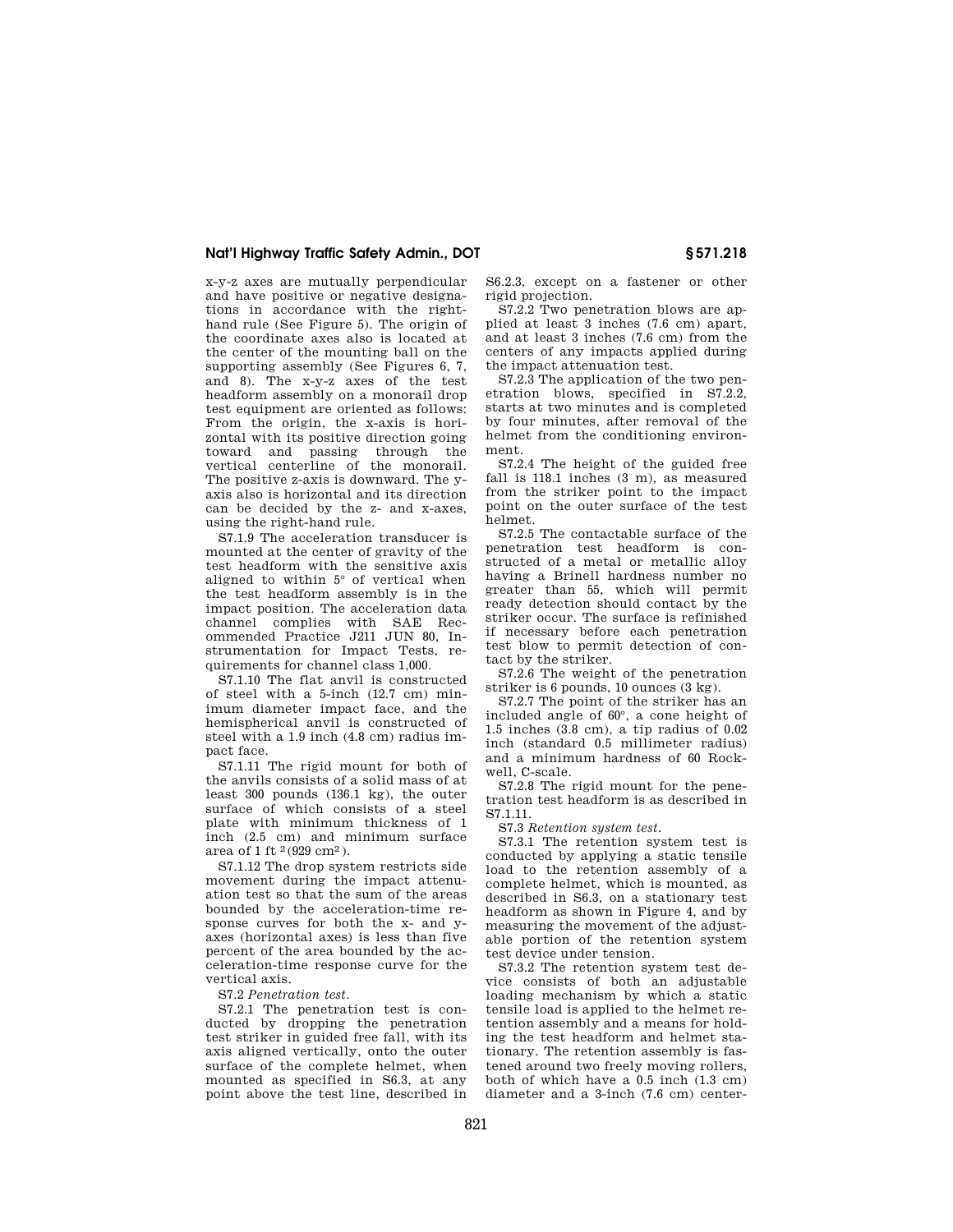x-y-z axes are mutually perpendicular and have positive or negative designations in accordance with the right-hand rule (See Figure 5). The origin of the coordinate axes also is located at the center of the mounting ball on the supporting assembly (See Figures 6, 7, and 8). The x-y-z axes of the test headform assembly on a monorail drop test equipment are oriented as follows: From the origin, the x-axis is horizontal with its positive direction going toward and passing through the vertical centerline of the monorail. The positive z-axis is downward. The y-axis also is horizontal and its direction can be decided by the z- and x-axes, using the right-hand rule.

S7.1.9 The acceleration transducer is mounted at the center of gravity of the test headform with the sensitive axis aligned to within 5° of vertical when the test headform assembly is in the impact position. The acceleration data channel complies with SAE Recommended Practice J211 JUN 80, Instrumentation for Impact Tests, requirements for channel class 1,000.

S7.1.10 The flat anvil is constructed of steel with a 5-inch (12.7 cm) minimum diameter impact face, and the hemispherical anvil is constructed of steel with a 1.9 inch (4.8 cm) radius impact face.

S7.1.11 The rigid mount for both of the anvils consists of a solid mass of at least 300 pounds (136.1 kg), the outer surface of which consists of a steel plate with minimum thickness of 1 inch (2.5 cm) and minimum surface area of 1 ft $^2$ (929 cm$^2$).

S7.1.12 The drop system restricts side movement during the impact attenuation test so that the sum of the areas bounded by the acceleration-time response curves for both the x- and y-axes (horizontal axes) is less than five percent of the area bounded by the acceleration-time response curve for the vertical axis.

S7.2 *Penetration test.*

S7.2.1 The penetration test is conducted by dropping the penetration test striker in guided free fall, with its axis aligned vertically, onto the outer surface of the complete helmet, when mounted as specified in S6.3, at any point above the test line, described in S6.2.3, except on a fastener or other rigid projection.

S7.2.2 Two penetration blows are applied at least 3 inches (7.6 cm) apart, and at least 3 inches (7.6 cm) from the centers of any impacts applied during the impact attenuation test.

S7.2.3 The application of the two penetration blows, specified in S7.2.2, starts at two minutes and is completed by four minutes, after removal of the helmet from the conditioning environment.

S7.2.4 The height of the guided free fall is 118.1 inches (3 m), as measured from the striker point to the impact point on the outer surface of the test helmet.

S7.2.5 The contactable surface of the penetration test headform is constructed of a metal or metallic alloy having a Brinell hardness number no greater than 55, which will permit ready detection should contact by the striker occur. The surface is refinished if necessary before each penetration test blow to permit detection of contact by the striker.

S7.2.6 The weight of the penetration striker is 6 pounds, 10 ounces (3 kg).

S7.2.7 The point of the striker has an included angle of 60°, a cone height of 1.5 inches (3.8 cm), a tip radius of 0.02 inch (standard 0.5 millimeter radius) and a minimum hardness of 60 Rockwell, C-scale.

S7.2.8 The rigid mount for the penetration test headform is as described in S7.1.11.

S7.3 *Retention system test.*

S7.3.1 The retention system test is conducted by applying a static tensile load to the retention assembly of a complete helmet, which is mounted, as described in S6.3, on a stationary test headform as shown in Figure 4, and by measuring the movement of the adjustable portion of the retention system test device under tension.

S7.3.2 The retention system test device consists of both an adjustable loading mechanism by which a static tensile load is applied to the helmet retention assembly and a means for holding the test headform and helmet stationary. The retention assembly is fastened around two freely moving rollers, both of which have a 0.5 inch (1.3 cm) diameter and a 3-inch (7.6 cm) center-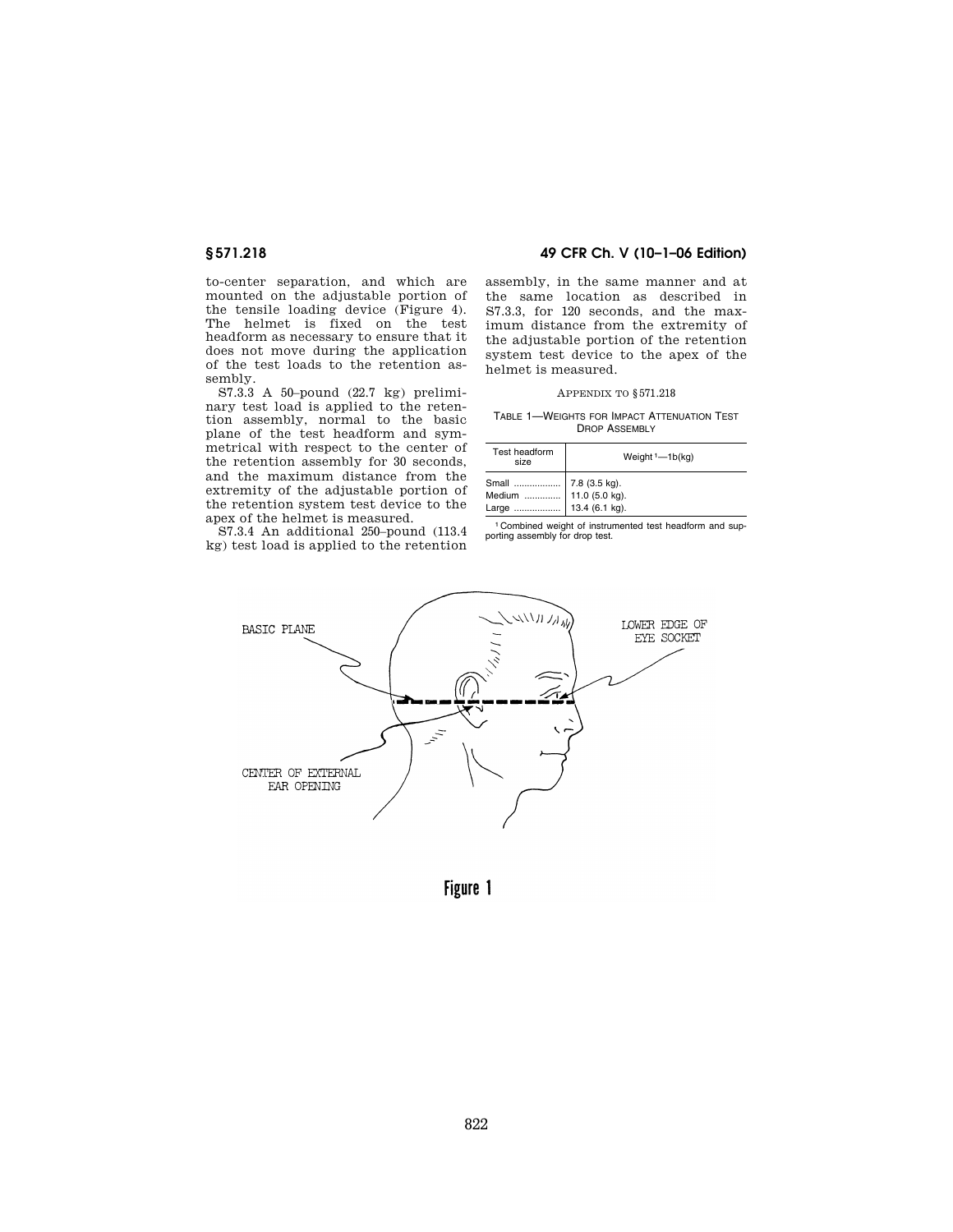to-center separation, and which are mounted on the adjustable portion of the tensile loading device (Figure 4). The helmet is fixed on the test headform as necessary to ensure that it does not move during the application of the test loads to the retention assembly.

S7.3.3 A 50–pound (22.7 kg) preliminary test load is applied to the retention assembly, normal to the basic plane of the test headform and symmetrical with respect to the center of the retention assembly for 30 seconds, and the maximum distance from the extremity of the adjustable portion of the retention system test device to the apex of the helmet is measured.

S7.3.4 An additional 250–pound (113.4 kg) test load is applied to the retention assembly, in the same manner and at the same location as described in S7.3.3, for 120 seconds, and the maximum distance from the extremity of the adjustable portion of the retention system test device to the apex of the helmet is measured.

APPENDIX TO §571.218

TABLE 1—WEIGHTS FOR IMPACT ATTENUATION TEST DROP ASSEMBLY

| Test headform size | Weight [1]—1b(kg) |
|---|---|
| Small .................. | 7.8 (3.5 kg). |
| Medium .............. | 11.0 (5.0 kg). |
| Large .................. | 13.4 (6.1 kg). |

[1] Combined weight of instrumented test headform and supporting assembly for drop test.

BASIC PLANE

LOWER EDGE OF EYE SOCKET

CENTER OF EXTERNAL EAR OPENING

Figure 1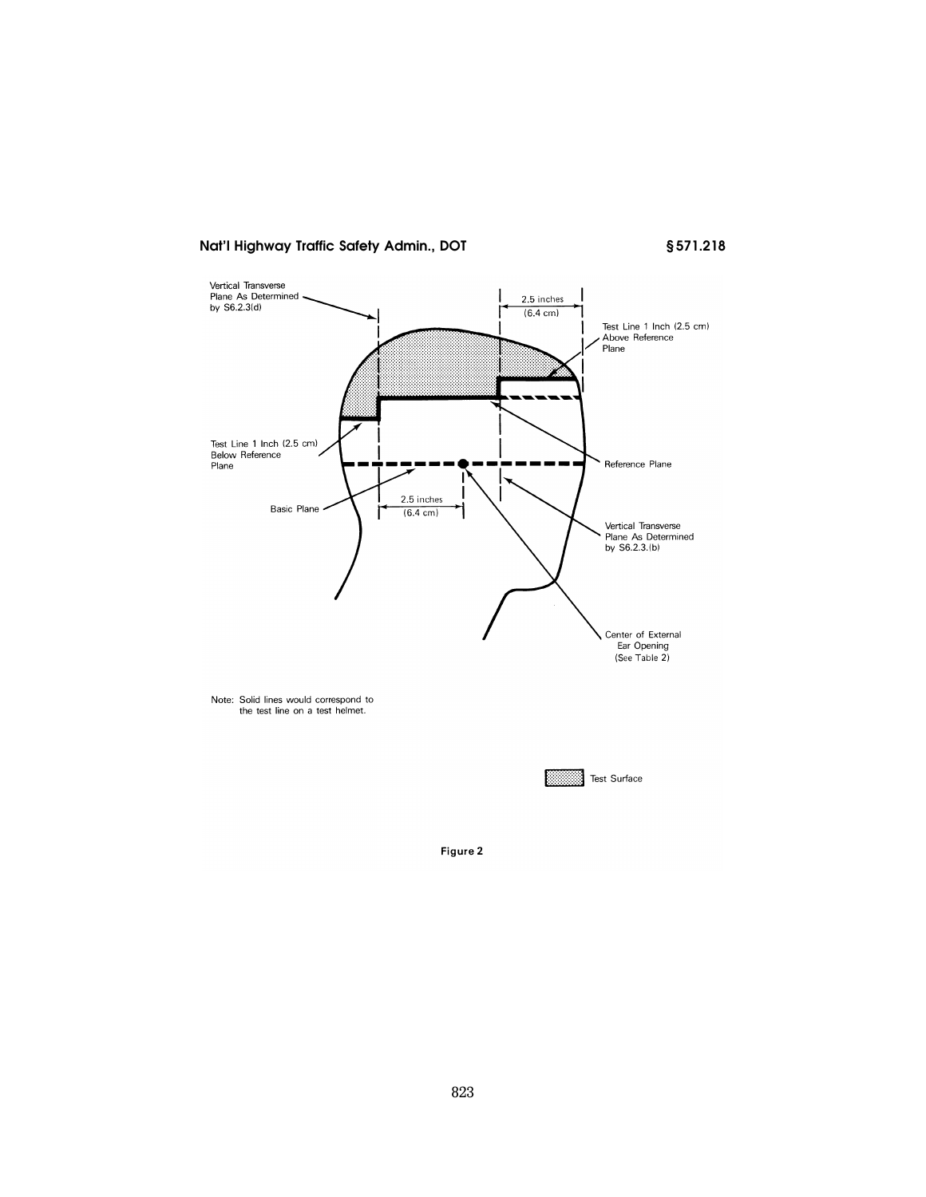Vertical Transverse Plane As Determined by S6.2.3(d)

2.5 inches (6.4 cm)

Test Line 1 Inch (2.5 cm) Above Reference Plane

Test Line 1 Inch (2.5 cm) Below Reference Plane

Reference Plane

Basic Plane

2.5 inches (6.4 cm)

Vertical Transverse Plane As Determined by S6.2.3.(b)

Center of External Ear Opening (See Table 2)

Note: Solid lines would correspond to the test line on a test helmet.

Test Surface

Figure 2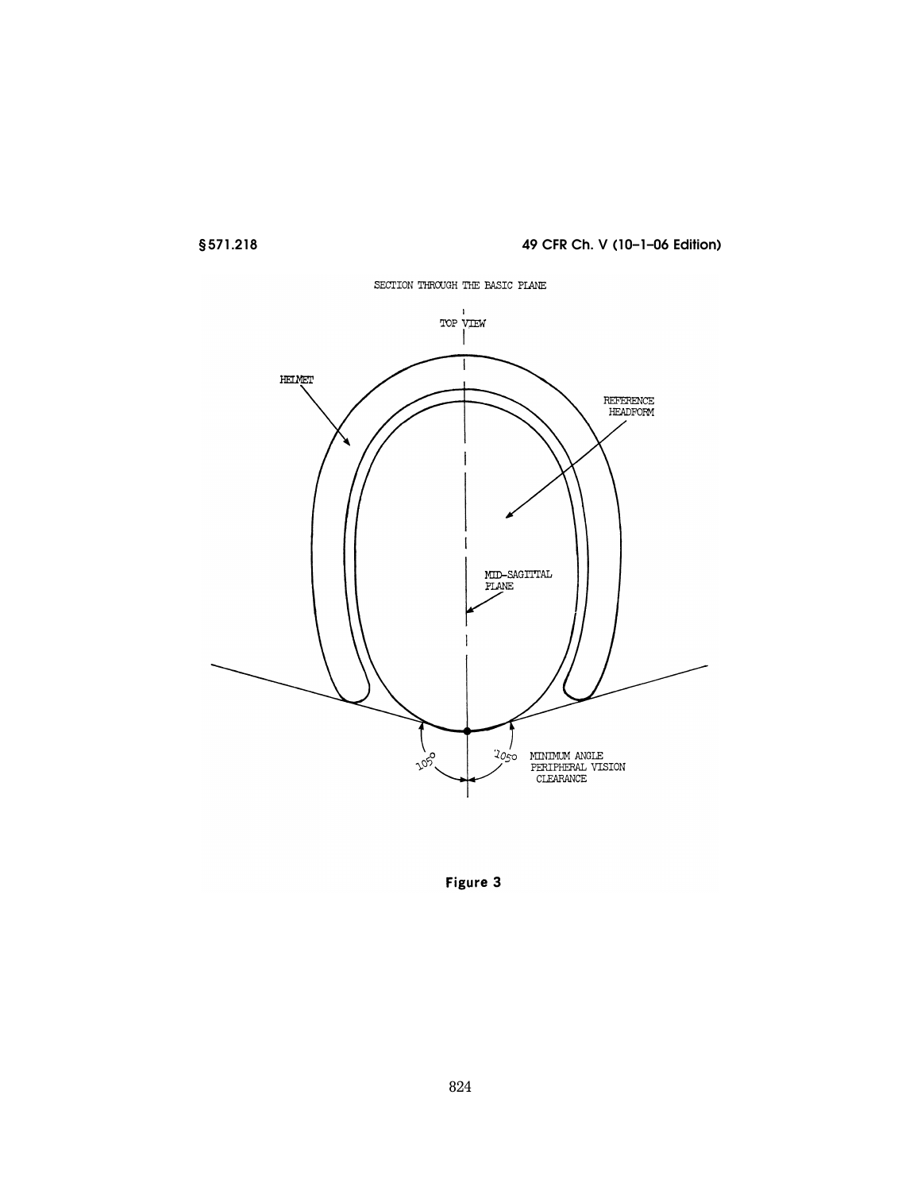SECTION THROUGH THE BASIC PLANE

TOP VIEW

HELMET

REFERENCE HEADFORM

MID-SAGITTAL PLANE

105°　105°　MINIMUM ANGLE PERIPHERAL VISION CLEARANCE

**Figure 3**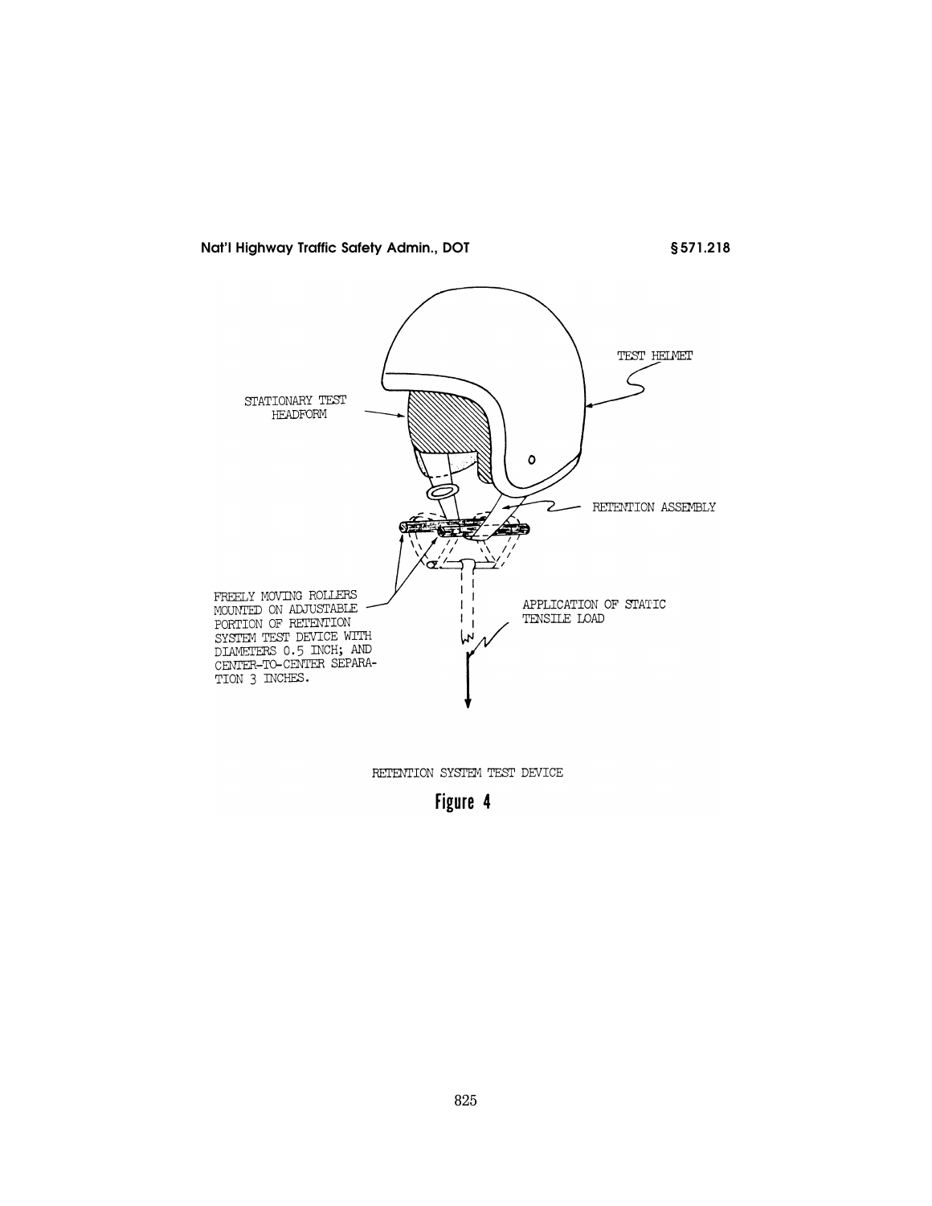RETENTION SYSTEM TEST DEVICE

**Figure 4**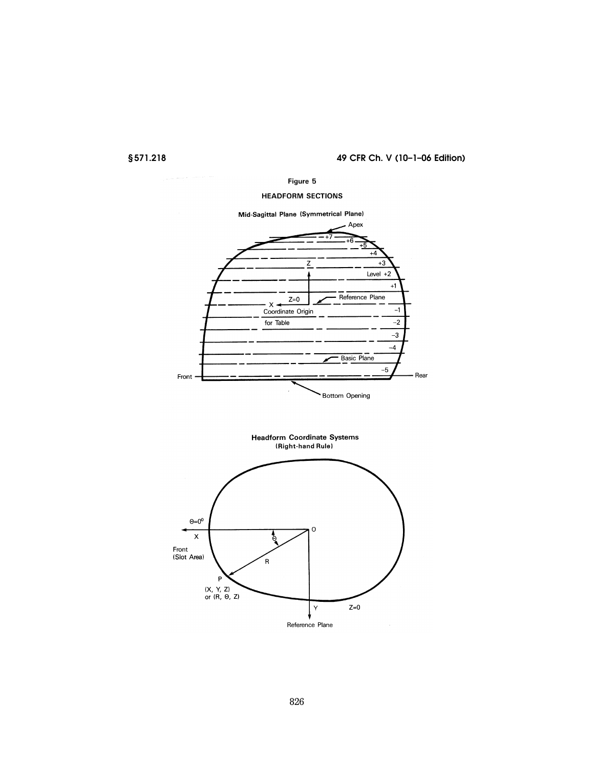Figure 5

HEADFORM SECTIONS

Mid-Sagittal Plane (Symmetrical Plane)

Apex

+7

+6

+5

+4

+3

Level +2

+1

Z

Z=0

X

Reference Plane

Coordinate Origin

for Table

-1

-2

-3

-4

Basic Plane

-5

Front

Rear

Bottom Opening

Headform Coordinate Systems

(Right-hand Rule)

Θ=0°

X

Front (Slot Area)

Θ

O

R

P

(X, Y, Z) or (R, Θ, Z)

Y

Z=0

Reference Plane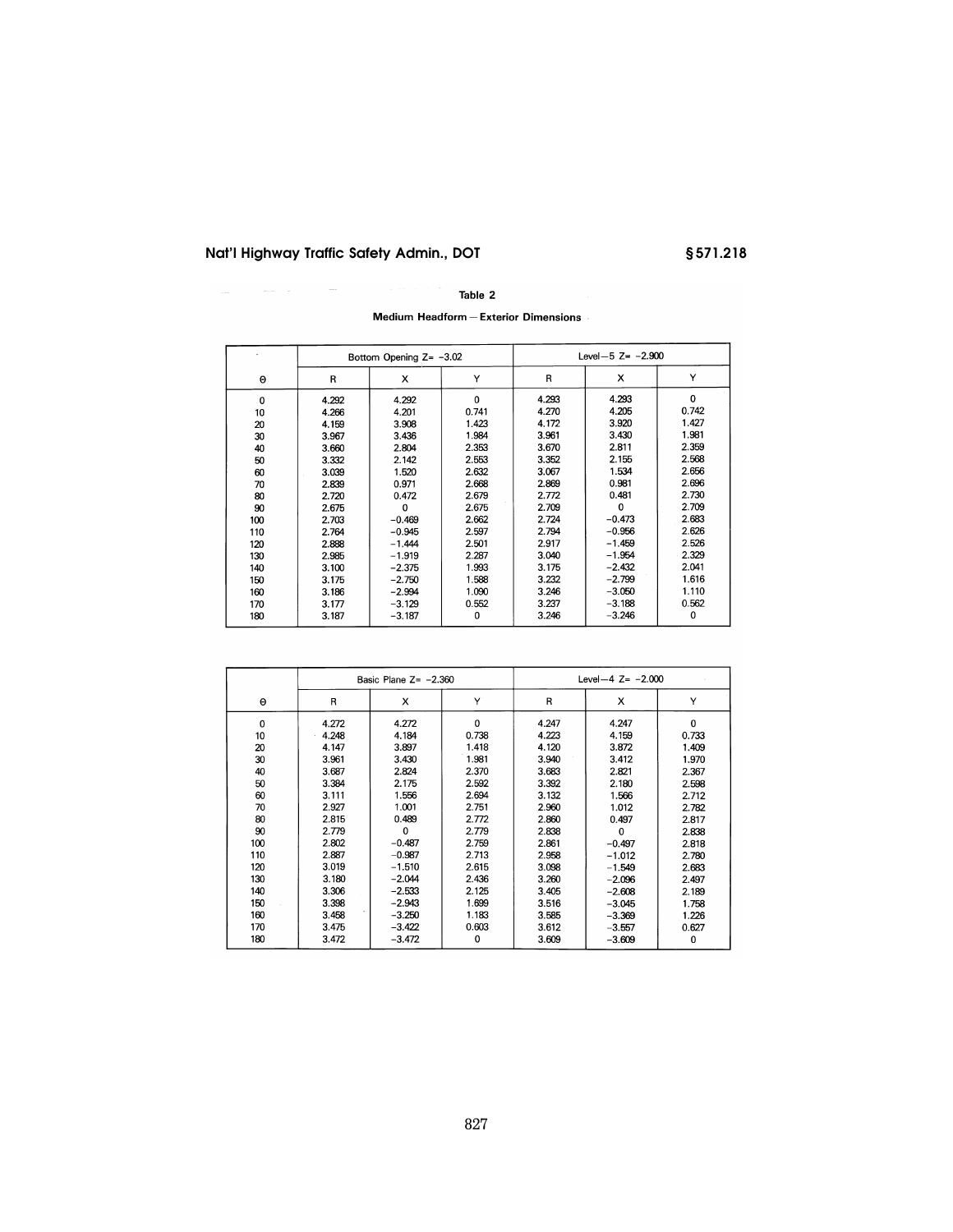Table 2

**Medium Headform—Exterior Dimensions**

| Θ | Bottom Opening Z= −3.02 | | | Level—5 Z= −2.900 | | |
|---|---|---|---|---|---|---|
| | R | X | Y | R | X | Y |
| 0 | 4.292 | 4.292 | 0 | 4.293 | 4.293 | 0 |
| 10 | 4.266 | 4.201 | 0.741 | 4.270 | 4.205 | 0.742 |
| 20 | 4.159 | 3.908 | 1.423 | 4.172 | 3.920 | 1.427 |
| 30 | 3.967 | 3.436 | 1.984 | 3.961 | 3.430 | 1.981 |
| 40 | 3.660 | 2.804 | 2.353 | 3.670 | 2.811 | 2.359 |
| 50 | 3.332 | 2.142 | 2.553 | 3.352 | 2.155 | 2.568 |
| 60 | 3.039 | 1.520 | 2.632 | 3.067 | 1.534 | 2.656 |
| 70 | 2.839 | 0.971 | 2.668 | 2.869 | 0.981 | 2.696 |
| 80 | 2.720 | 0.472 | 2.679 | 2.772 | 0.481 | 2.730 |
| 90 | 2.675 | 0 | 2.675 | 2.709 | 0 | 2.709 |
| 100 | 2.703 | −0.469 | 2.662 | 2.724 | −0.473 | 2.683 |
| 110 | 2.764 | −0.945 | 2.597 | 2.794 | −0.956 | 2.626 |
| 120 | 2.888 | −1.444 | 2.501 | 2.917 | −1.459 | 2.526 |
| 130 | 2.985 | −1.919 | 2.287 | 3.040 | −1.954 | 2.329 |
| 140 | 3.100 | −2.375 | 1.993 | 3.175 | −2.432 | 2.041 |
| 150 | 3.175 | −2.750 | 1.588 | 3.232 | −2.799 | 1.616 |
| 160 | 3.186 | −2.994 | 1.090 | 3.246 | −3.050 | 1.110 |
| 170 | 3.177 | −3.129 | 0.552 | 3.237 | −3.188 | 0.562 |
| 180 | 3.187 | −3.187 | 0 | 3.246 | −3.246 | 0 |

| Θ | Basic Plane Z= −2.360 | | | Level—4 Z= −2.000 | | |
|---|---|---|---|---|---|---|
| | R | X | Y | R | X | Y |
| 0 | 4.272 | 4.272 | 0 | 4.247 | 4.247 | 0 |
| 10 | 4.248 | 4.184 | 0.738 | 4.223 | 4.159 | 0.733 |
| 20 | 4.147 | 3.897 | 1.418 | 4.120 | 3.872 | 1.409 |
| 30 | 3.961 | 3.430 | 1.981 | 3.940 | 3.412 | 1.970 |
| 40 | 3.687 | 2.824 | 2.370 | 3.683 | 2.821 | 2.367 |
| 50 | 3.384 | 2.175 | 2.592 | 3.392 | 2.180 | 2.598 |
| 60 | 3.111 | 1.556 | 2.694 | 3.132 | 1.566 | 2.712 |
| 70 | 2.927 | 1.001 | 2.751 | 2.960 | 1.012 | 2.782 |
| 80 | 2.815 | 0.489 | 2.772 | 2.860 | 0.497 | 2.817 |
| 90 | 2.779 | 0 | 2.779 | 2.838 | 0 | 2.838 |
| 100 | 2.802 | −0.487 | 2.759 | 2.861 | −0.497 | 2.818 |
| 110 | 2.887 | −0.987 | 2.713 | 2.958 | −1.012 | 2.780 |
| 120 | 3.019 | −1.510 | 2.615 | 3.098 | −1.549 | 2.683 |
| 130 | 3.180 | −2.044 | 2.436 | 3.260 | −2.096 | 2.497 |
| 140 | 3.306 | −2.533 | 2.125 | 3.405 | −2.608 | 2.189 |
| 150 | 3.398 | −2.943 | 1.699 | 3.516 | −3.045 | 1.758 |
| 160 | 3.458 | −3.250 | 1.183 | 3.585 | −3.369 | 1.226 |
| 170 | 3.475 | −3.422 | 0.603 | 3.612 | −3.557 | 0.627 |
| 180 | 3.472 | −3.472 | 0 | 3.609 | −3.609 | 0 |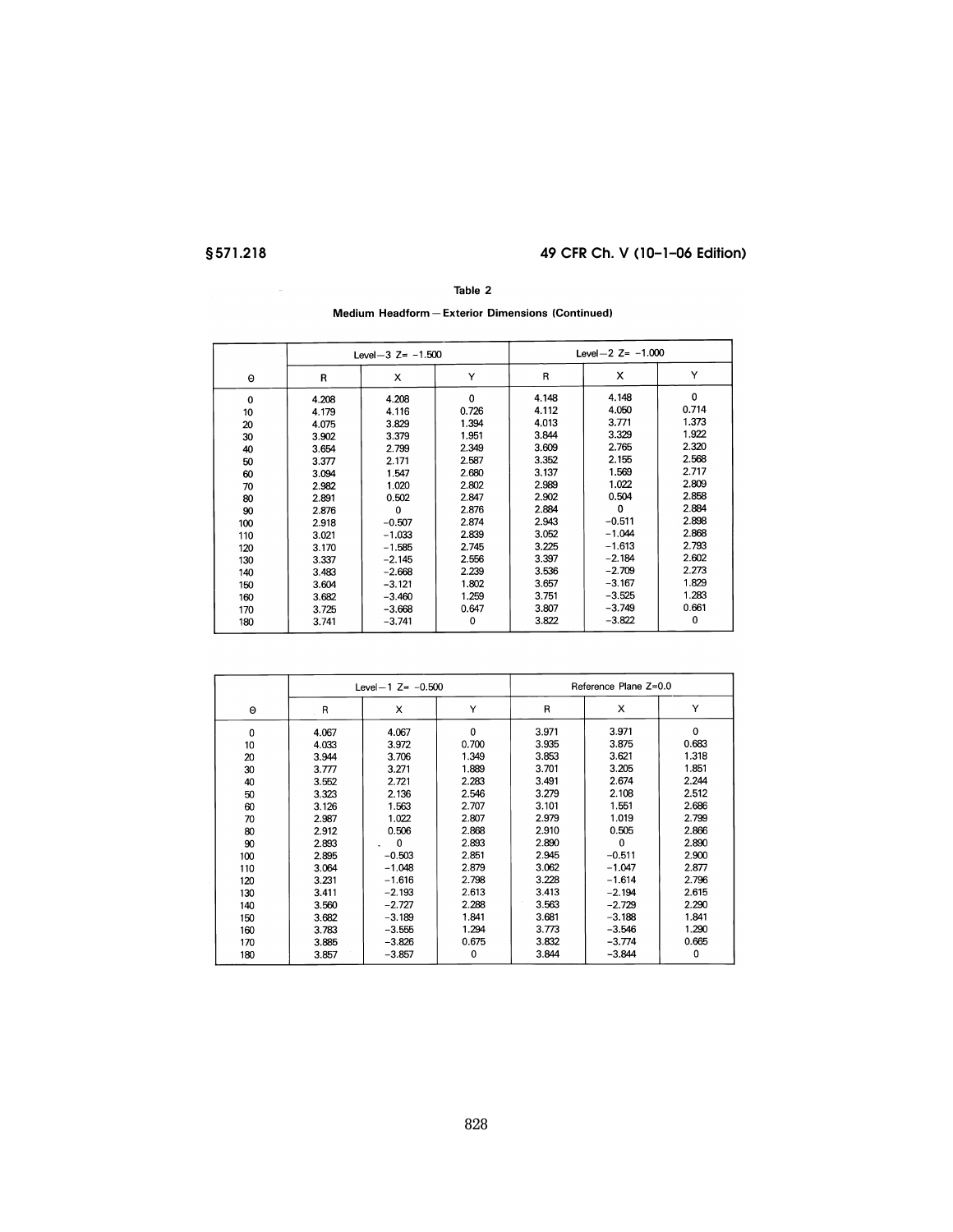Table 2

Medium Headform—Exterior Dimensions (Continued)

| Θ | Level—3 Z= −1.500 | | | Level—2 Z= −1.000 | | |
|---|---|---|---|---|---|---|
| | R | X | Y | R | X | Y |
| 0 | 4.208 | 4.208 | 0 | 4.148 | 4.148 | 0 |
| 10 | 4.179 | 4.116 | 0.726 | 4.112 | 4.050 | 0.714 |
| 20 | 4.075 | 3.829 | 1.394 | 4.013 | 3.771 | 1.373 |
| 30 | 3.902 | 3.379 | 1.951 | 3.844 | 3.329 | 1.922 |
| 40 | 3.654 | 2.799 | 2.349 | 3.609 | 2.765 | 2.320 |
| 50 | 3.377 | 2.171 | 2.587 | 3.352 | 2.155 | 2.568 |
| 60 | 3.094 | 1.547 | 2.680 | 3.137 | 1.569 | 2.717 |
| 70 | 2.982 | 1.020 | 2.802 | 2.989 | 1.022 | 2.809 |
| 80 | 2.891 | 0.502 | 2.847 | 2.902 | 0.504 | 2.858 |
| 90 | 2.876 | 0 | 2.876 | 2.884 | 0 | 2.884 |
| 100 | 2.918 | −0.507 | 2.874 | 2.943 | −0.511 | 2.898 |
| 110 | 3.021 | −1.033 | 2.839 | 3.052 | −1.044 | 2.868 |
| 120 | 3.170 | −1.585 | 2.745 | 3.225 | −1.613 | 2.793 |
| 130 | 3.337 | −2.145 | 2.556 | 3.397 | −2.184 | 2.602 |
| 140 | 3.483 | −2.668 | 2.239 | 3.536 | −2.709 | 2.273 |
| 150 | 3.604 | −3.121 | 1.802 | 3.657 | −3.167 | 1.829 |
| 160 | 3.682 | −3.460 | 1.259 | 3.751 | −3.525 | 1.283 |
| 170 | 3.725 | −3.668 | 0.647 | 3.807 | −3.749 | 0.661 |
| 180 | 3.741 | −3.741 | 0 | 3.822 | −3.822 | 0 |

| Θ | Level—1 Z= −0.500 | | | Reference Plane Z=0.0 | | |
|---|---|---|---|---|---|---|
| | R | X | Y | R | X | Y |
| 0 | 4.067 | 4.067 | 0 | 3.971 | 3.971 | 0 |
| 10 | 4.033 | 3.972 | 0.700 | 3.935 | 3.875 | 0.683 |
| 20 | 3.944 | 3.706 | 1.349 | 3.853 | 3.621 | 1.318 |
| 30 | 3.777 | 3.271 | 1.889 | 3.701 | 3.205 | 1.851 |
| 40 | 3.552 | 2.721 | 2.283 | 3.491 | 2.674 | 2.244 |
| 50 | 3.323 | 2.136 | 2.546 | 3.279 | 2.108 | 2.512 |
| 60 | 3.126 | 1.563 | 2.707 | 3.101 | 1.551 | 2.686 |
| 70 | 2.987 | 1.022 | 2.807 | 2.979 | 1.019 | 2.799 |
| 80 | 2.912 | 0.506 | 2.868 | 2.910 | 0.505 | 2.866 |
| 90 | 2.893 | 0 | 2.893 | 2.890 | 0 | 2.890 |
| 100 | 2.895 | −0.503 | 2.851 | 2.945 | −0.511 | 2.900 |
| 110 | 3.064 | −1.048 | 2.879 | 3.062 | −1.047 | 2.877 |
| 120 | 3.231 | −1.616 | 2.798 | 3.228 | −1.614 | 2.796 |
| 130 | 3.411 | −2.193 | 2.613 | 3.413 | −2.194 | 2.615 |
| 140 | 3.560 | −2.727 | 2.288 | 3.563 | −2.729 | 2.290 |
| 150 | 3.682 | −3.189 | 1.841 | 3.681 | −3.188 | 1.841 |
| 160 | 3.783 | −3.555 | 1.294 | 3.773 | −3.546 | 1.290 |
| 170 | 3.885 | −3.826 | 0.675 | 3.832 | −3.774 | 0.665 |
| 180 | 3.857 | −3.857 | 0 | 3.844 | −3.844 | 0 |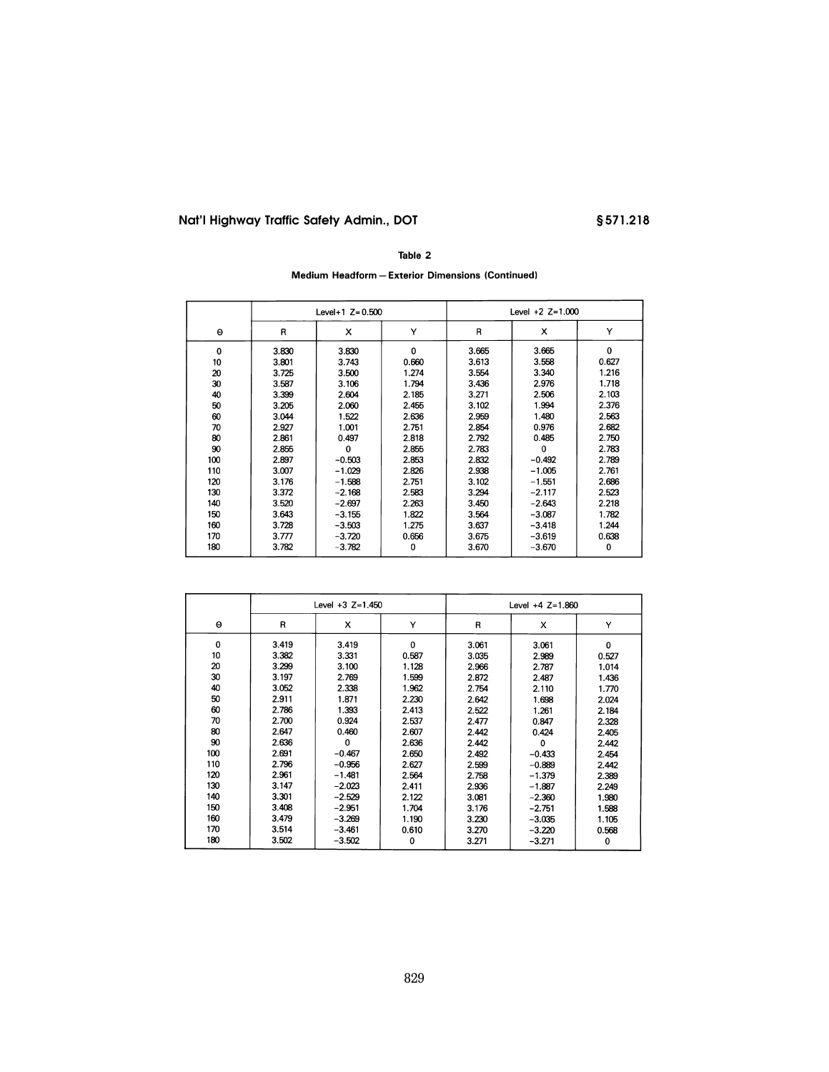Table 2

Medium Headform—Exterior Dimensions (Continued)

| Θ | Level+1 Z=0.500 | | | Level +2 Z=1.000 | | |
|---|---|---|---|---|---|---|
| | R | X | Y | R | X | Y |
| 0 | 3.830 | 3.830 | 0 | 3.665 | 3.665 | 0 |
| 10 | 3.801 | 3.743 | 0.660 | 3.613 | 3.558 | 0.627 |
| 20 | 3.725 | 3.500 | 1.274 | 3.554 | 3.340 | 1.216 |
| 30 | 3.587 | 3.106 | 1.794 | 3.436 | 2.976 | 1.718 |
| 40 | 3.399 | 2.604 | 2.185 | 3.271 | 2.506 | 2.103 |
| 50 | 3.205 | 2.060 | 2.455 | 3.102 | 1.994 | 2.376 |
| 60 | 3.044 | 1.522 | 2.636 | 2.959 | 1.480 | 2.563 |
| 70 | 2.927 | 1.001 | 2.751 | 2.854 | 0.976 | 2.682 |
| 80 | 2.861 | 0.497 | 2.818 | 2.792 | 0.485 | 2.750 |
| 90 | 2.855 | 0 | 2.855 | 2.783 | 0 | 2.783 |
| 100 | 2.897 | −0.503 | 2.853 | 2.832 | −0.492 | 2.789 |
| 110 | 3.007 | −1.029 | 2.826 | 2.938 | −1.005 | 2.761 |
| 120 | 3.176 | −1.588 | 2.751 | 3.102 | −1.551 | 2.686 |
| 130 | 3.372 | −2.168 | 2.583 | 3.294 | −2.117 | 2.523 |
| 140 | 3.520 | −2.697 | 2.263 | 3.450 | −2.643 | 2.218 |
| 150 | 3.643 | −3.155 | 1.822 | 3.564 | −3.087 | 1.782 |
| 160 | 3.728 | −3.503 | 1.275 | 3.637 | −3.418 | 1.244 |
| 170 | 3.777 | −3.720 | 0.656 | 3.675 | −3.619 | 0.638 |
| 180 | 3.782 | −3.782 | 0 | 3.670 | −3.670 | 0 |

| Θ | Level +3 Z=1.450 | | | Level +4 Z=1.860 | | |
|---|---|---|---|---|---|---|
| | R | X | Y | R | X | Y |
| 0 | 3.419 | 3.419 | 0 | 3.061 | 3.061 | 0 |
| 10 | 3.382 | 3.331 | 0.587 | 3.035 | 2.989 | 0.527 |
| 20 | 3.299 | 3.100 | 1.128 | 2.966 | 2.787 | 1.014 |
| 30 | 3.197 | 2.769 | 1.599 | 2.872 | 2.487 | 1.436 |
| 40 | 3.052 | 2.338 | 1.962 | 2.754 | 2.110 | 1.770 |
| 50 | 2.911 | 1.871 | 2.230 | 2.642 | 1.698 | 2.024 |
| 60 | 2.786 | 1.393 | 2.413 | 2.522 | 1.261 | 2.184 |
| 70 | 2.700 | 0.924 | 2.537 | 2.477 | 0.847 | 2.328 |
| 80 | 2.647 | 0.460 | 2.607 | 2.442 | 0.424 | 2.405 |
| 90 | 2.636 | 0 | 2.636 | 2.442 | 0 | 2.442 |
| 100 | 2.691 | −0.467 | 2.650 | 2.492 | −0.433 | 2.454 |
| 110 | 2.796 | −0.956 | 2.627 | 2.599 | −0.889 | 2.442 |
| 120 | 2.961 | −1.481 | 2.564 | 2.758 | −1.379 | 2.389 |
| 130 | 3.147 | −2.023 | 2.411 | 2.936 | −1.887 | 2.249 |
| 140 | 3.301 | −2.529 | 2.122 | 3.081 | −2.360 | 1.980 |
| 150 | 3.408 | −2.951 | 1.704 | 3.176 | −2.751 | 1.588 |
| 160 | 3.479 | −3.269 | 1.190 | 3.230 | −3.035 | 1.105 |
| 170 | 3.514 | −3.461 | 0.610 | 3.270 | −3.220 | 0.568 |
| 180 | 3.502 | −3.502 | 0 | 3.271 | −3.271 | 0 |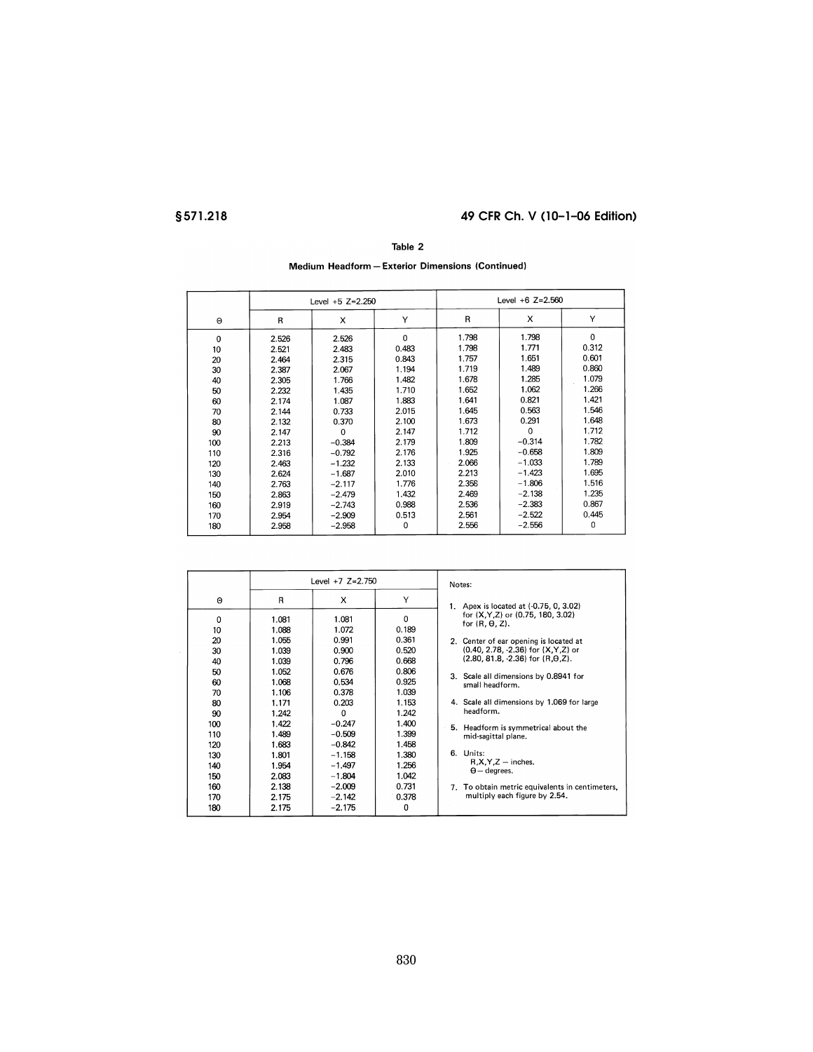## Table 2

### Medium Headform—Exterior Dimensions (Continued)

| Θ | Level +5 Z=2.250 | | | Level +6 Z=2.560 | | |
|---|---|---|---|---|---|---|
| | R | X | Y | R | X | Y |
| 0 | 2.526 | 2.526 | 0 | 1.798 | 1.798 | 0 |
| 10 | 2.521 | 2.483 | 0.483 | 1.798 | 1.771 | 0.312 |
| 20 | 2.464 | 2.315 | 0.843 | 1.757 | 1.651 | 0.601 |
| 30 | 2.387 | 2.067 | 1.194 | 1.719 | 1.489 | 0.860 |
| 40 | 2.305 | 1.766 | 1.482 | 1.678 | 1.285 | 1.079 |
| 50 | 2.232 | 1.435 | 1.710 | 1.652 | 1.062 | 1.266 |
| 60 | 2.174 | 1.087 | 1.883 | 1.641 | 0.821 | 1.421 |
| 70 | 2.144 | 0.733 | 2.015 | 1.645 | 0.563 | 1.546 |
| 80 | 2.132 | 0.370 | 2.100 | 1.673 | 0.291 | 1.648 |
| 90 | 2.147 | 0 | 2.147 | 1.712 | 0 | 1.712 |
| 100 | 2.213 | −0.384 | 2.179 | 1.809 | −0.314 | 1.782 |
| 110 | 2.316 | −0.792 | 2.176 | 1.925 | −0.658 | 1.809 |
| 120 | 2.463 | −1.232 | 2.133 | 2.066 | −1.033 | 1.789 |
| 130 | 2.624 | −1.687 | 2.010 | 2.213 | −1.423 | 1.695 |
| 140 | 2.763 | −2.117 | 1.776 | 2.358 | −1.806 | 1.516 |
| 150 | 2.863 | −2.479 | 1.432 | 2.469 | −2.138 | 1.235 |
| 160 | 2.919 | −2.743 | 0.988 | 2.536 | −2.383 | 0.867 |
| 170 | 2.954 | −2.909 | 0.513 | 2.561 | −2.522 | 0.445 |
| 180 | 2.958 | −2.958 | 0 | 2.556 | −2.556 | 0 |

| Θ | Level +7 Z=2.750 | | |
|---|---|---|---|
| | R | X | Y |
| 0 | 1.081 | 1.081 | 0 |
| 10 | 1.088 | 1.072 | 0.189 |
| 20 | 1.055 | 0.991 | 0.361 |
| 30 | 1.039 | 0.900 | 0.520 |
| 40 | 1.039 | 0.796 | 0.668 |
| 50 | 1.052 | 0.676 | 0.806 |
| 60 | 1.068 | 0.534 | 0.925 |
| 70 | 1.106 | 0.378 | 1.039 |
| 80 | 1.171 | 0.203 | 1.153 |
| 90 | 1.242 | 0 | 1.242 |
| 100 | 1.422 | −0.247 | 1.400 |
| 110 | 1.489 | −0.509 | 1.399 |
| 120 | 1.683 | −0.842 | 1.458 |
| 130 | 1.801 | −1.158 | 1.380 |
| 140 | 1.954 | −1.497 | 1.256 |
| 150 | 2.083 | −1.804 | 1.042 |
| 160 | 2.138 | −2.009 | 0.731 |
| 170 | 2.175 | −2.142 | 0.378 |
| 180 | 2.175 | −2.175 | 0 |

Notes:

1. Apex is located at (-0.75, 0, 3.02) for (X,Y,Z) or (0.75, 180, 3.02) for (R, Θ, Z).
2. Center of ear opening is located at (0.40, 2.78, -2.36) for (X,Y,Z) or (2.80, 81.8, -2.36) for (R,Θ,Z).
3. Scale all dimensions by 0.8941 for small headform.
4. Scale all dimensions by 1.069 for large headform.
5. Headform is symmetrical about the mid-sagittal plane.
6. Units:
   R,X,Y,Z — inches.
   Θ — degrees.
7. To obtain metric equivalents in centimeters, multiply each figure by 2.54.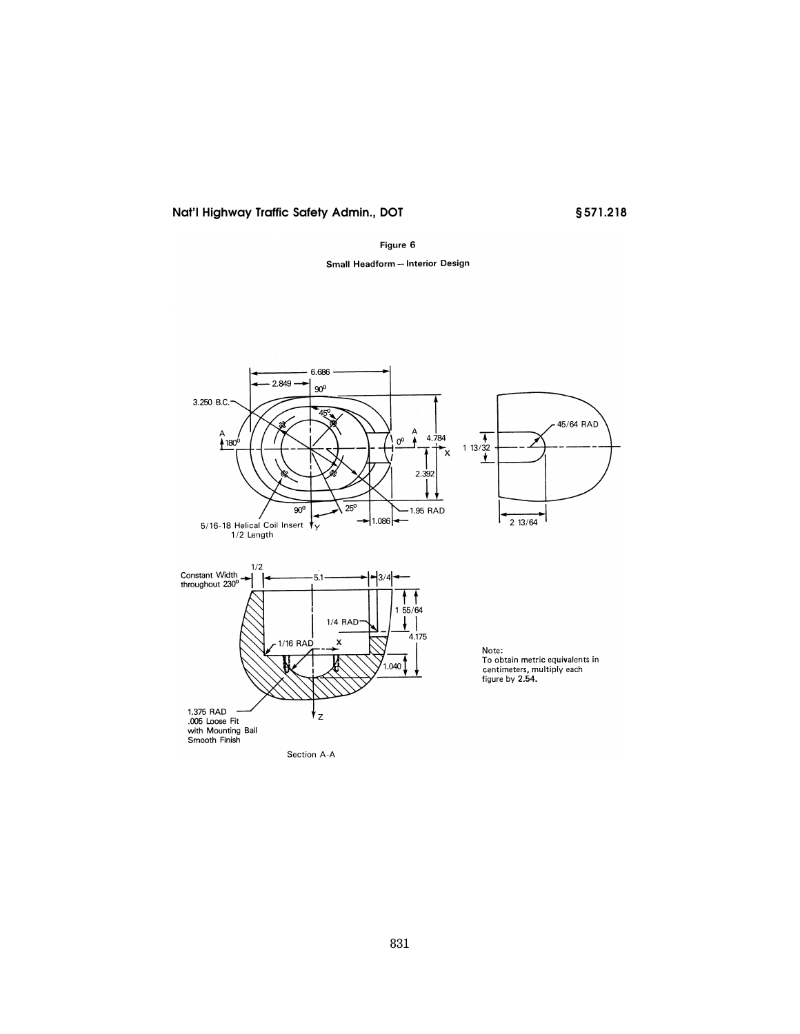Figure 6

Small Headform — Interior Design

Note:
To obtain metric equivalents in centimeters, multiply each figure by 2.54.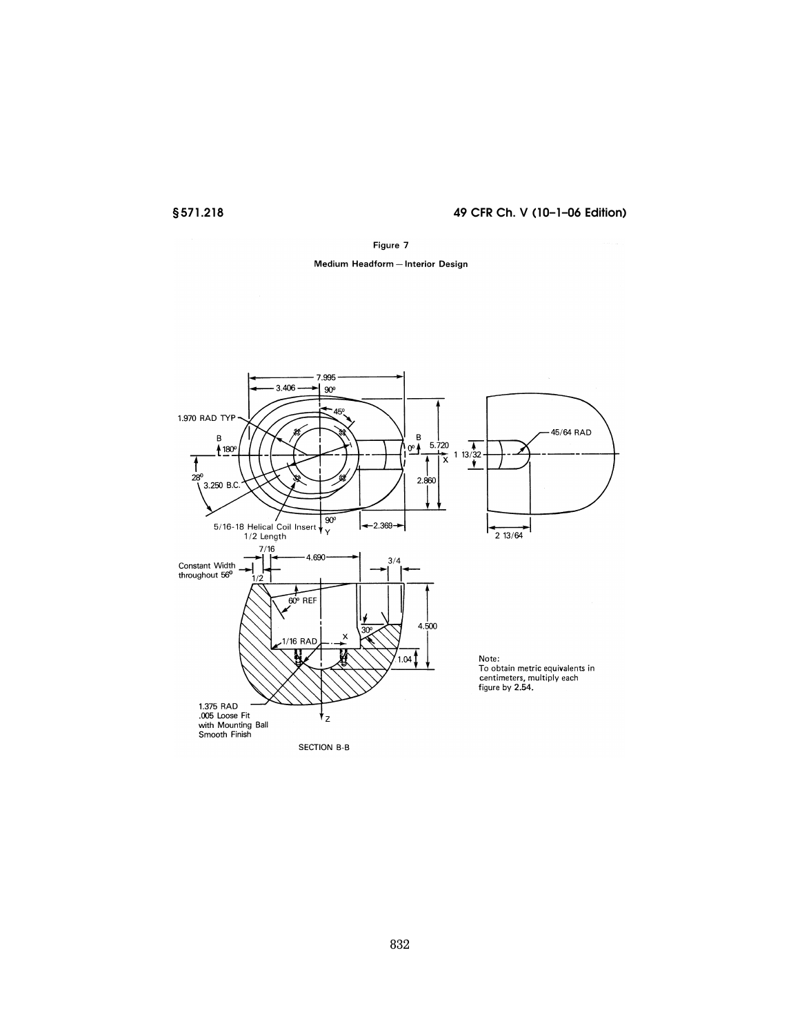Figure 7

Medium Headform—Interior Design

Note:
To obtain metric equivalents in centimeters, multiply each figure by 2.54.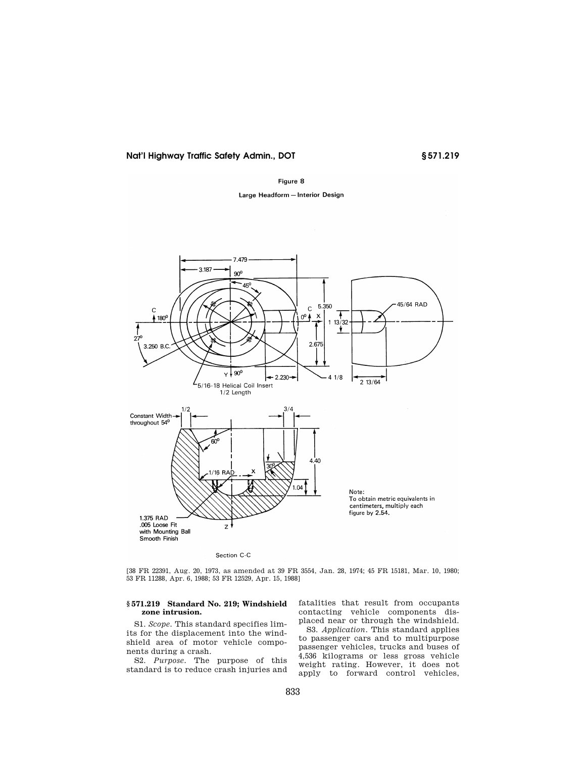Figure 8

Large Headform — Interior Design

7.479
3.187
90°
45°
C
180°
27°
3.250 B.C.
C
0°
X
5.350
1 13/32
2.675
45/64 RAD
Y 90°
2.230
4 1/8
2 13/64
5/16-18 Helical Coil Insert
1/2 Length

1/2
Constant Width throughout 54°
3/4
60°
4.40
30°
1/16 RAD
X
1.04
1.375 RAD
.005 Loose Fit
with Mounting Ball
Smooth Finish
Z

Section C-C

Note:
To obtain metric equivalents in centimeters, multiply each figure by 2.54.

[38 FR 22391, Aug. 20, 1973, as amended at 39 FR 3554, Jan. 28, 1974; 45 FR 15181, Mar. 10, 1980; 53 FR 11288, Apr. 6, 1988; 53 FR 12529, Apr. 15, 1988]

## § 571.219 Standard No. 219; Windshield zone intrusion.

S1. *Scope.* This standard specifies limits for the displacement into the windshield area of motor vehicle components during a crash.

S2. *Purpose.* The purpose of this standard is to reduce crash injuries and fatalities that result from occupants contacting vehicle components displaced near or through the windshield.

S3. *Application.* This standard applies to passenger cars and to multipurpose passenger vehicles, trucks and buses of 4,536 kilograms or less gross vehicle weight rating. However, it does not apply to forward control vehicles,